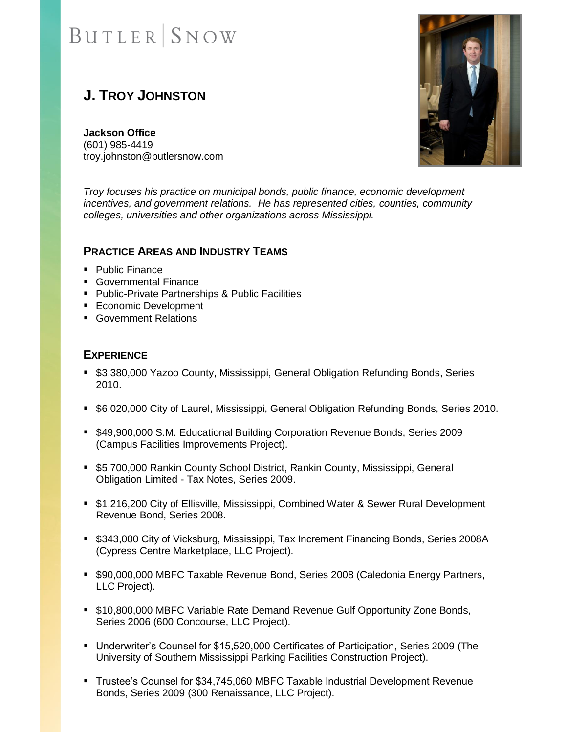BUTLER | SNOW

# J. TROY JOHNSTON

**Jackson Office**
(601) 985-4419
troy.johnston@butlersnow.com

*Troy focuses his practice on municipal bonds, public finance, economic development incentives, and government relations. He has represented cities, counties, community colleges, universities and other organizations across Mississippi.*

## PRACTICE AREAS AND INDUSTRY TEAMS

- Public Finance
- Governmental Finance
- Public-Private Partnerships & Public Facilities
- Economic Development
- Government Relations

## EXPERIENCE

- $3,380,000 Yazoo County, Mississippi, General Obligation Refunding Bonds, Series 2010.
- $6,020,000 City of Laurel, Mississippi, General Obligation Refunding Bonds, Series 2010.
- $49,900,000 S.M. Educational Building Corporation Revenue Bonds, Series 2009 (Campus Facilities Improvements Project).
- $5,700,000 Rankin County School District, Rankin County, Mississippi, General Obligation Limited - Tax Notes, Series 2009.
- $1,216,200 City of Ellisville, Mississippi, Combined Water & Sewer Rural Development Revenue Bond, Series 2008.
- $343,000 City of Vicksburg, Mississippi, Tax Increment Financing Bonds, Series 2008A (Cypress Centre Marketplace, LLC Project).
- $90,000,000 MBFC Taxable Revenue Bond, Series 2008 (Caledonia Energy Partners, LLC Project).
- $10,800,000 MBFC Variable Rate Demand Revenue Gulf Opportunity Zone Bonds, Series 2006 (600 Concourse, LLC Project).
- Underwriter's Counsel for $15,520,000 Certificates of Participation, Series 2009 (The University of Southern Mississippi Parking Facilities Construction Project).
- Trustee's Counsel for $34,745,060 MBFC Taxable Industrial Development Revenue Bonds, Series 2009 (300 Renaissance, LLC Project).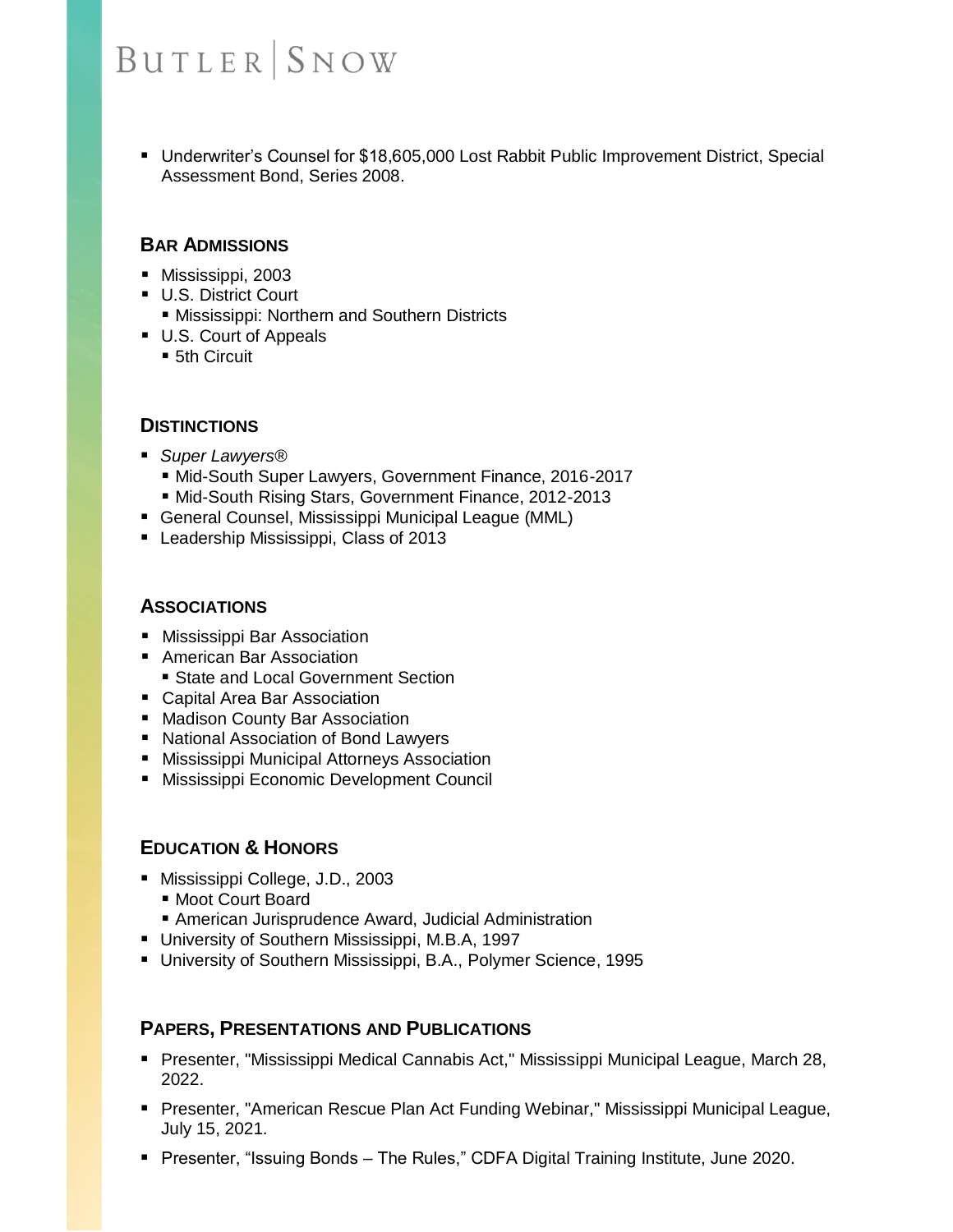- Underwriter's Counsel for $18,605,000 Lost Rabbit Public Improvement District, Special Assessment Bond, Series 2008.

## BAR ADMISSIONS

- Mississippi, 2003
- U.S. District Court
  - Mississippi: Northern and Southern Districts
- U.S. Court of Appeals
  - 5th Circuit

## DISTINCTIONS

- *Super Lawyers®*
  - Mid-South Super Lawyers, Government Finance, 2016-2017
  - Mid-South Rising Stars, Government Finance, 2012-2013
- General Counsel, Mississippi Municipal League (MML)
- Leadership Mississippi, Class of 2013

## ASSOCIATIONS

- Mississippi Bar Association
- American Bar Association
  - State and Local Government Section
- Capital Area Bar Association
- Madison County Bar Association
- National Association of Bond Lawyers
- Mississippi Municipal Attorneys Association
- Mississippi Economic Development Council

## EDUCATION & HONORS

- Mississippi College, J.D., 2003
  - Moot Court Board
  - American Jurisprudence Award, Judicial Administration
- University of Southern Mississippi, M.B.A, 1997
- University of Southern Mississippi, B.A., Polymer Science, 1995

## PAPERS, PRESENTATIONS AND PUBLICATIONS

- Presenter, "Mississippi Medical Cannabis Act," Mississippi Municipal League, March 28, 2022.
- Presenter, "American Rescue Plan Act Funding Webinar," Mississippi Municipal League, July 15, 2021.
- Presenter, "Issuing Bonds – The Rules," CDFA Digital Training Institute, June 2020.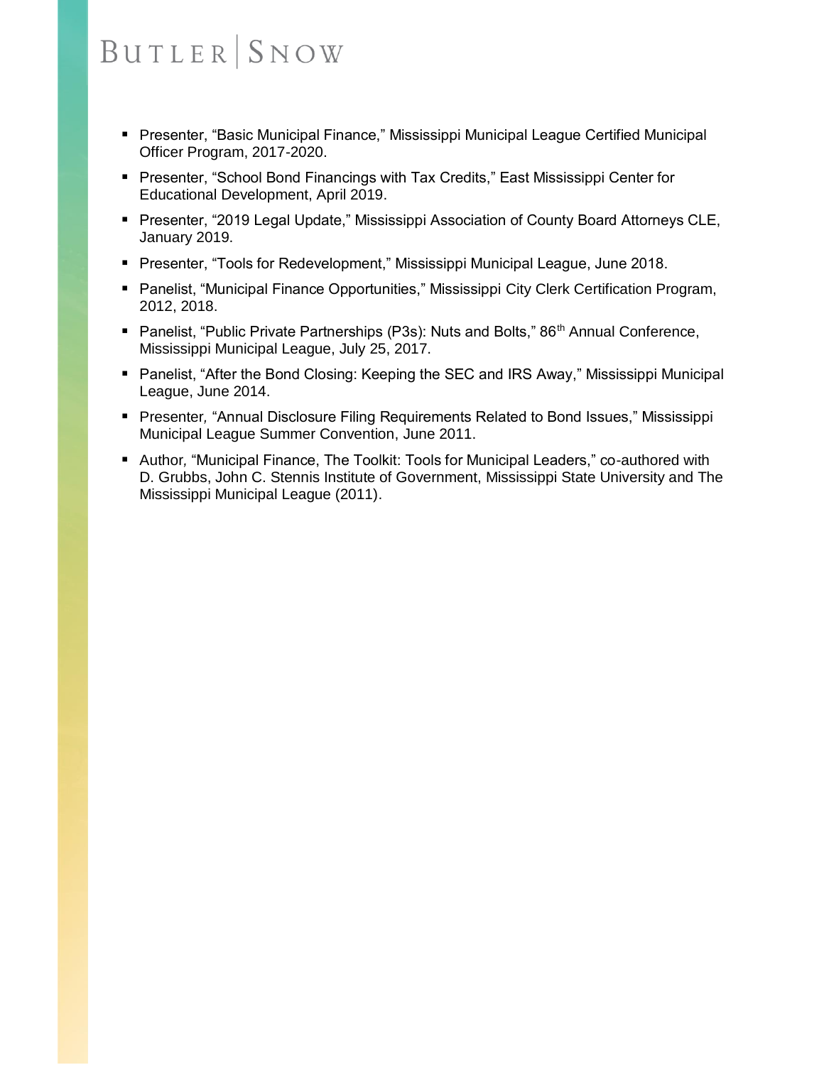- Presenter, "Basic Municipal Finance," Mississippi Municipal League Certified Municipal Officer Program, 2017-2020.
- Presenter, "School Bond Financings with Tax Credits," East Mississippi Center for Educational Development, April 2019.
- Presenter, "2019 Legal Update," Mississippi Association of County Board Attorneys CLE, January 2019.
- Presenter, "Tools for Redevelopment," Mississippi Municipal League, June 2018.
- Panelist, "Municipal Finance Opportunities," Mississippi City Clerk Certification Program, 2012, 2018.
- Panelist, "Public Private Partnerships (P3s): Nuts and Bolts," 86th Annual Conference, Mississippi Municipal League, July 25, 2017.
- Panelist, "After the Bond Closing: Keeping the SEC and IRS Away," Mississippi Municipal League, June 2014.
- Presenter, "Annual Disclosure Filing Requirements Related to Bond Issues," Mississippi Municipal League Summer Convention, June 2011.
- Author, "Municipal Finance, The Toolkit: Tools for Municipal Leaders," co-authored with D. Grubbs, John C. Stennis Institute of Government, Mississippi State University and The Mississippi Municipal League (2011).